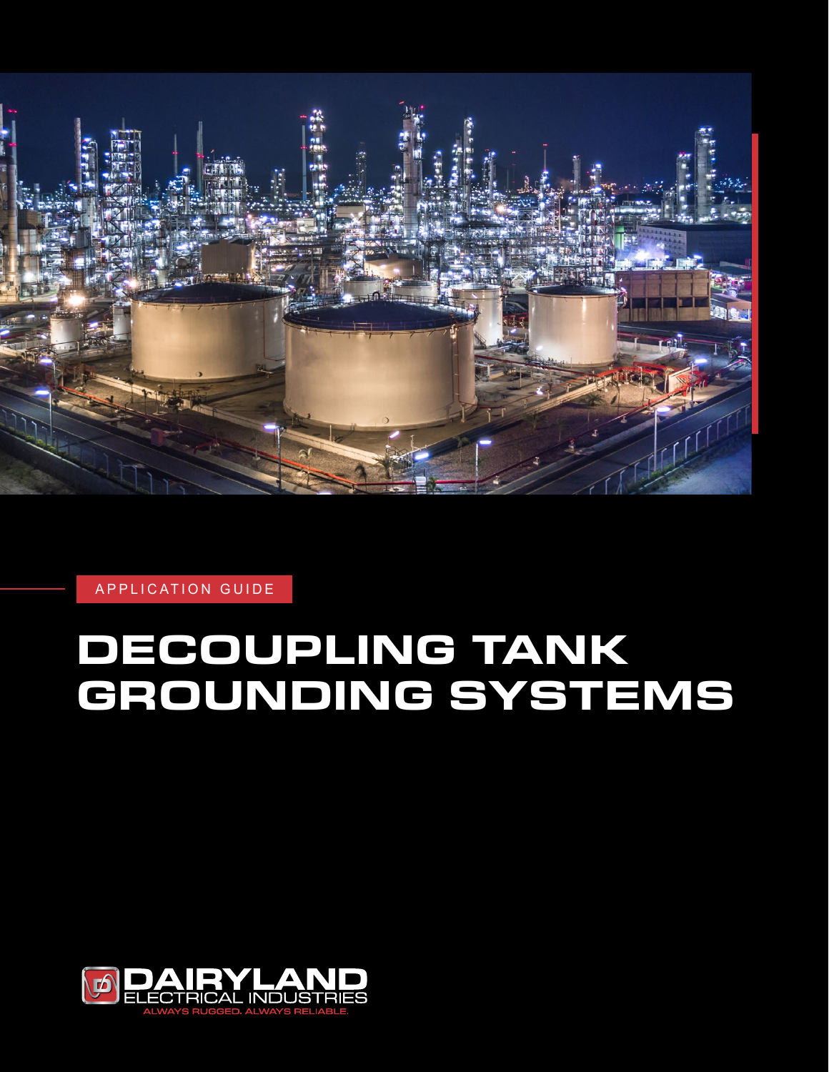APPLICATION GUIDE

# DECOUPLING TANK GROUNDING SYSTEMS

DAIRYLAND ELECTRICAL INDUSTRIES

ALWAYS RUGGED. ALWAYS RELIABLE.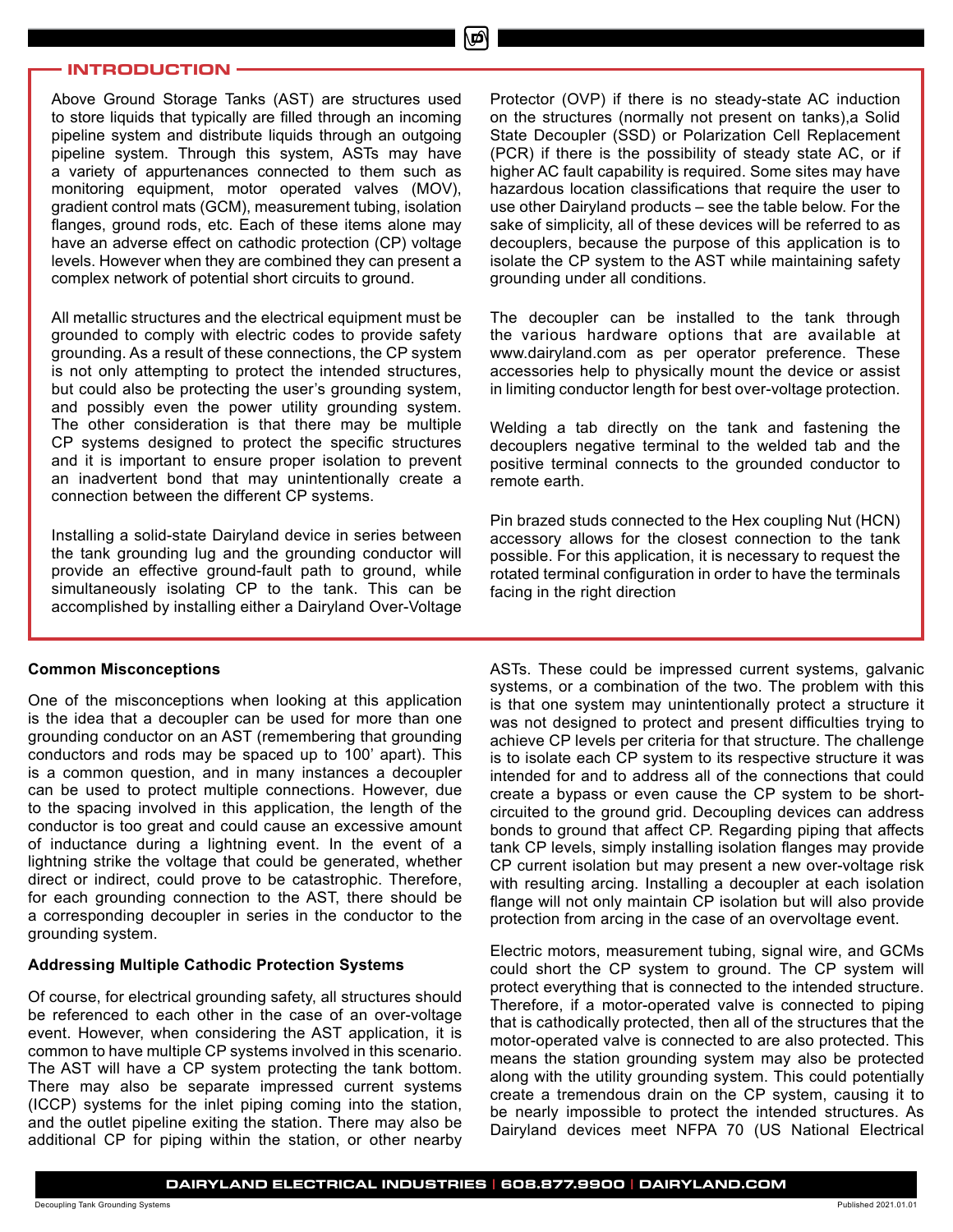## INTRODUCTION

Above Ground Storage Tanks (AST) are structures used to store liquids that typically are filled through an incoming pipeline system and distribute liquids through an outgoing pipeline system. Through this system, ASTs may have a variety of appurtenances connected to them such as monitoring equipment, motor operated valves (MOV), gradient control mats (GCM), measurement tubing, isolation flanges, ground rods, etc. Each of these items alone may have an adverse effect on cathodic protection (CP) voltage levels. However when they are combined they can present a complex network of potential short circuits to ground.

All metallic structures and the electrical equipment must be grounded to comply with electric codes to provide safety grounding. As a result of these connections, the CP system is not only attempting to protect the intended structures, but could also be protecting the user's grounding system, and possibly even the power utility grounding system. The other consideration is that there may be multiple CP systems designed to protect the specific structures and it is important to ensure proper isolation to prevent an inadvertent bond that may unintentionally create a connection between the different CP systems.

Installing a solid-state Dairyland device in series between the tank grounding lug and the grounding conductor will provide an effective ground-fault path to ground, while simultaneously isolating CP to the tank. This can be accomplished by installing either a Dairyland Over-Voltage Protector (OVP) if there is no steady-state AC induction on the structures (normally not present on tanks),a Solid State Decoupler (SSD) or Polarization Cell Replacement (PCR) if there is the possibility of steady state AC, or if higher AC fault capability is required. Some sites may have hazardous location classifications that require the user to use other Dairyland products – see the table below. For the sake of simplicity, all of these devices will be referred to as decouplers, because the purpose of this application is to isolate the CP system to the AST while maintaining safety grounding under all conditions.

The decoupler can be installed to the tank through the various hardware options that are available at www.dairyland.com as per operator preference. These accessories help to physically mount the device or assist in limiting conductor length for best over-voltage protection.

Welding a tab directly on the tank and fastening the decouplers negative terminal to the welded tab and the positive terminal connects to the grounded conductor to remote earth.

Pin brazed studs connected to the Hex coupling Nut (HCN) accessory allows for the closest connection to the tank possible. For this application, it is necessary to request the rotated terminal configuration in order to have the terminals facing in the right direction

**Common Misconceptions**

One of the misconceptions when looking at this application is the idea that a decoupler can be used for more than one grounding conductor on an AST (remembering that grounding conductors and rods may be spaced up to 100' apart). This is a common question, and in many instances a decoupler can be used to protect multiple connections. However, due to the spacing involved in this application, the length of the conductor is too great and could cause an excessive amount of inductance during a lightning event. In the event of a lightning strike the voltage that could be generated, whether direct or indirect, could prove to be catastrophic. Therefore, for each grounding connection to the AST, there should be a corresponding decoupler in series in the conductor to the grounding system.

**Addressing Multiple Cathodic Protection Systems**

Of course, for electrical grounding safety, all structures should be referenced to each other in the case of an over-voltage event. However, when considering the AST application, it is common to have multiple CP systems involved in this scenario. The AST will have a CP system protecting the tank bottom. There may also be separate impressed current systems (ICCP) systems for the inlet piping coming into the station, and the outlet pipeline exiting the station. There may also be additional CP for piping within the station, or other nearby ASTs. These could be impressed current systems, galvanic systems, or a combination of the two. The problem with this is that one system may unintentionally protect a structure it was not designed to protect and present difficulties trying to achieve CP levels per criteria for that structure. The challenge is to isolate each CP system to its respective structure it was intended for and to address all of the connections that could create a bypass or even cause the CP system to be short-circuited to the ground grid. Decoupling devices can address bonds to ground that affect CP. Regarding piping that affects tank CP levels, simply installing isolation flanges may provide CP current isolation but may present a new over-voltage risk with resulting arcing. Installing a decoupler at each isolation flange will not only maintain CP isolation but will also provide protection from arcing in the case of an overvoltage event.

Electric motors, measurement tubing, signal wire, and GCMs could short the CP system to ground. The CP system will protect everything that is connected to the intended structure. Therefore, if a motor-operated valve is connected to piping that is cathodically protected, then all of the structures that the motor-operated valve is connected to are also protected. This means the station grounding system may also be protected along with the utility grounding system. This could potentially create a tremendous drain on the CP system, causing it to be nearly impossible to protect the intended structures. As Dairyland devices meet NFPA 70 (US National Electrical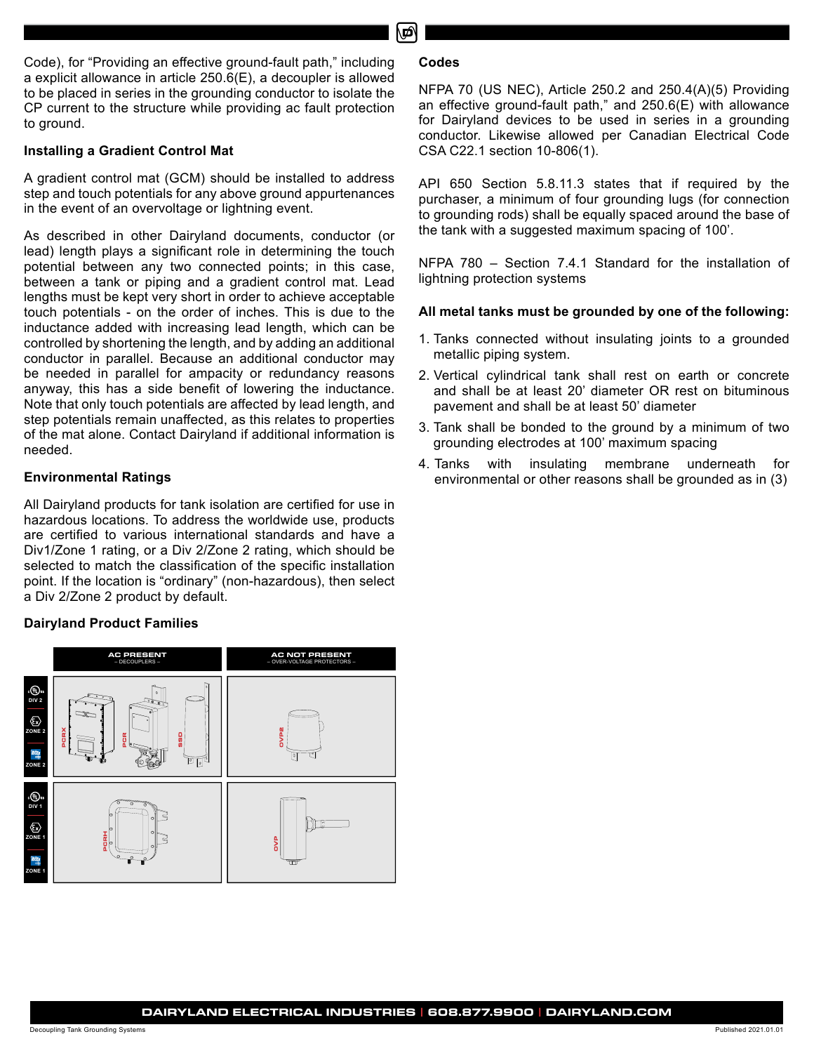Code), for "Providing an effective ground-fault path," including a explicit allowance in article 250.6(E), a decoupler is allowed to be placed in series in the grounding conductor to isolate the CP current to the structure while providing ac fault protection to ground.

### Installing a Gradient Control Mat

A gradient control mat (GCM) should be installed to address step and touch potentials for any above ground appurtenances in the event of an overvoltage or lightning event.

As described in other Dairyland documents, conductor (or lead) length plays a significant role in determining the touch potential between any two connected points; in this case, between a tank or piping and a gradient control mat. Lead lengths must be kept very short in order to achieve acceptable touch potentials - on the order of inches. This is due to the inductance added with increasing lead length, which can be controlled by shortening the length, and by adding an additional conductor in parallel. Because an additional conductor may be needed in parallel for ampacity or redundancy reasons anyway, this has a side benefit of lowering the inductance. Note that only touch potentials are affected by lead length, and step potentials remain unaffected, as this relates to properties of the mat alone. Contact Dairyland if additional information is needed.

### Environmental Ratings

All Dairyland products for tank isolation are certified for use in hazardous locations. To address the worldwide use, products are certified to various international standards and have a Div1/Zone 1 rating, or a Div 2/Zone 2 rating, which should be selected to match the classification of the specific installation point. If the location is "ordinary" (non-hazardous), then select a Div 2/Zone 2 product by default.

### Dairyland Product Families

| | AC PRESENT – DECOUPLERS – | AC NOT PRESENT – OVER-VOLTAGE PROTECTORS – |
|---|---|---|
| DIV 2 / ZONE 2 / ZONE 2 | PCRX, PCR, SSD | OVP2 |
| DIV 1 / ZONE 1 / ZONE 1 | PCRH | OVP |

### Codes

NFPA 70 (US NEC), Article 250.2 and 250.4(A)(5) Providing an effective ground-fault path," and 250.6(E) with allowance for Dairyland devices to be used in series in a grounding conductor. Likewise allowed per Canadian Electrical Code CSA C22.1 section 10-806(1).

API 650 Section 5.8.11.3 states that if required by the purchaser, a minimum of four grounding lugs (for connection to grounding rods) shall be equally spaced around the base of the tank with a suggested maximum spacing of 100'.

NFPA 780 – Section 7.4.1 Standard for the installation of lightning protection systems

**All metal tanks must be grounded by one of the following:**

1. Tanks connected without insulating joints to a grounded metallic piping system.
2. Vertical cylindrical tank shall rest on earth or concrete and shall be at least 20' diameter OR rest on bituminous pavement and shall be at least 50' diameter
3. Tank shall be bonded to the ground by a minimum of two grounding electrodes at 100' maximum spacing
4. Tanks with insulating membrane underneath for environmental or other reasons shall be grounded as in (3)